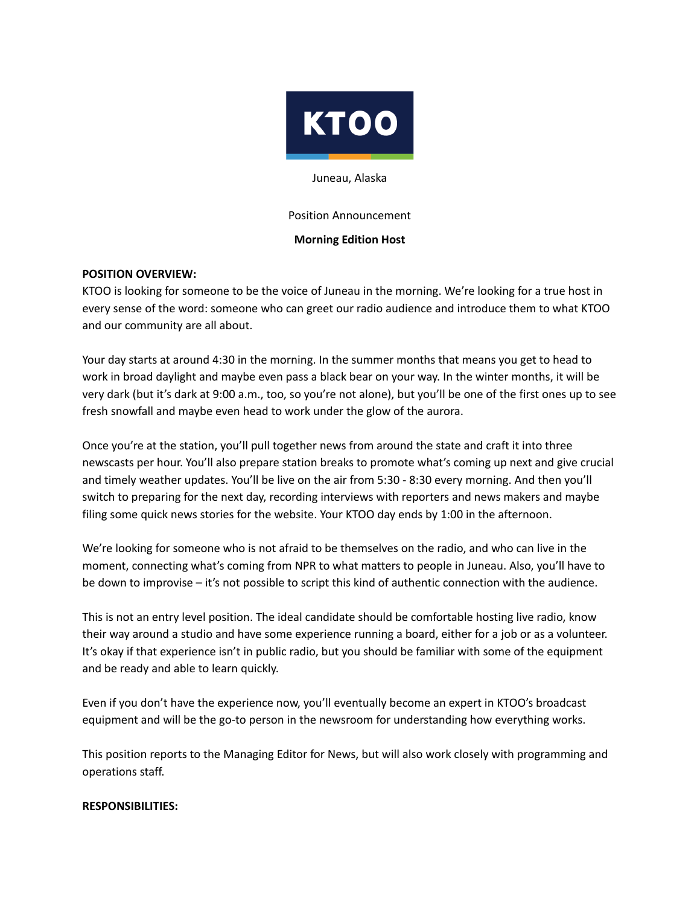KTOO

Juneau, Alaska

Position Announcement

**Morning Edition Host**

**POSITION OVERVIEW:**

KTOO is looking for someone to be the voice of Juneau in the morning. We're looking for a true host in every sense of the word: someone who can greet our radio audience and introduce them to what KTOO and our community are all about.

Your day starts at around 4:30 in the morning. In the summer months that means you get to head to work in broad daylight and maybe even pass a black bear on your way. In the winter months, it will be very dark (but it's dark at 9:00 a.m., too, so you're not alone), but you'll be one of the first ones up to see fresh snowfall and maybe even head to work under the glow of the aurora.

Once you're at the station, you'll pull together news from around the state and craft it into three newscasts per hour. You'll also prepare station breaks to promote what's coming up next and give crucial and timely weather updates. You'll be live on the air from 5:30 - 8:30 every morning. And then you'll switch to preparing for the next day, recording interviews with reporters and news makers and maybe filing some quick news stories for the website. Your KTOO day ends by 1:00 in the afternoon.

We're looking for someone who is not afraid to be themselves on the radio, and who can live in the moment, connecting what's coming from NPR to what matters to people in Juneau. Also, you'll have to be down to improvise – it's not possible to script this kind of authentic connection with the audience.

This is not an entry level position. The ideal candidate should be comfortable hosting live radio, know their way around a studio and have some experience running a board, either for a job or as a volunteer. It's okay if that experience isn't in public radio, but you should be familiar with some of the equipment and be ready and able to learn quickly.

Even if you don't have the experience now, you'll eventually become an expert in KTOO's broadcast equipment and will be the go-to person in the newsroom for understanding how everything works.

This position reports to the Managing Editor for News, but will also work closely with programming and operations staff.

**RESPONSIBILITIES:**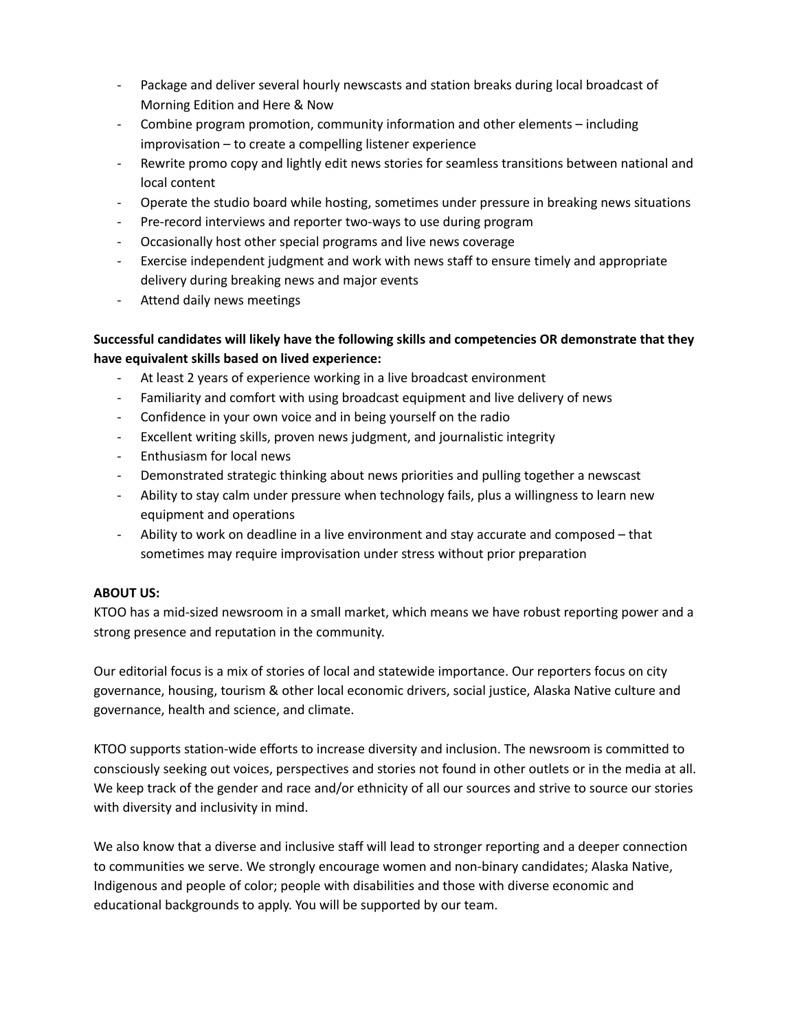- Package and deliver several hourly newscasts and station breaks during local broadcast of Morning Edition and Here & Now
- Combine program promotion, community information and other elements – including improvisation – to create a compelling listener experience
- Rewrite promo copy and lightly edit news stories for seamless transitions between national and local content
- Operate the studio board while hosting, sometimes under pressure in breaking news situations
- Pre-record interviews and reporter two-ways to use during program
- Occasionally host other special programs and live news coverage
- Exercise independent judgment and work with news staff to ensure timely and appropriate delivery during breaking news and major events
- Attend daily news meetings

**Successful candidates will likely have the following skills and competencies OR demonstrate that they have equivalent skills based on lived experience:**

- At least 2 years of experience working in a live broadcast environment
- Familiarity and comfort with using broadcast equipment and live delivery of news
- Confidence in your own voice and in being yourself on the radio
- Excellent writing skills, proven news judgment, and journalistic integrity
- Enthusiasm for local news
- Demonstrated strategic thinking about news priorities and pulling together a newscast
- Ability to stay calm under pressure when technology fails, plus a willingness to learn new equipment and operations
- Ability to work on deadline in a live environment and stay accurate and composed – that sometimes may require improvisation under stress without prior preparation

**ABOUT US:**

KTOO has a mid-sized newsroom in a small market, which means we have robust reporting power and a strong presence and reputation in the community.

Our editorial focus is a mix of stories of local and statewide importance. Our reporters focus on city governance, housing, tourism & other local economic drivers, social justice, Alaska Native culture and governance, health and science, and climate.

KTOO supports station-wide efforts to increase diversity and inclusion. The newsroom is committed to consciously seeking out voices, perspectives and stories not found in other outlets or in the media at all. We keep track of the gender and race and/or ethnicity of all our sources and strive to source our stories with diversity and inclusivity in mind.

We also know that a diverse and inclusive staff will lead to stronger reporting and a deeper connection to communities we serve. We strongly encourage women and non-binary candidates; Alaska Native, Indigenous and people of color; people with disabilities and those with diverse economic and educational backgrounds to apply. You will be supported by our team.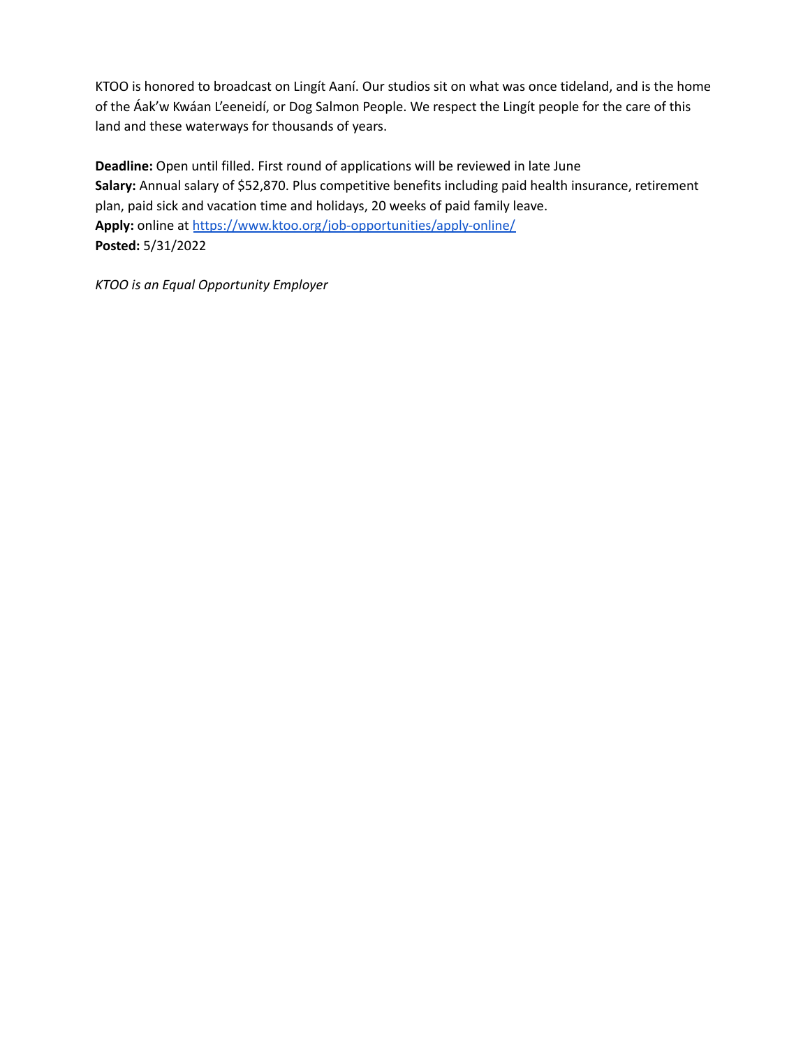KTOO is honored to broadcast on Lingít Aaní. Our studios sit on what was once tideland, and is the home of the Áak'w Kwáan L'eeneidí, or Dog Salmon People. We respect the Lingít people for the care of this land and these waterways for thousands of years.

**Deadline:** Open until filled. First round of applications will be reviewed in late June
**Salary:** Annual salary of $52,870. Plus competitive benefits including paid health insurance, retirement plan, paid sick and vacation time and holidays, 20 weeks of paid family leave.
**Apply:** online at [https://www.ktoo.org/job-opportunities/apply-online/](https://www.ktoo.org/job-opportunities/apply-online/)
**Posted:** 5/31/2022

*KTOO is an Equal Opportunity Employer*